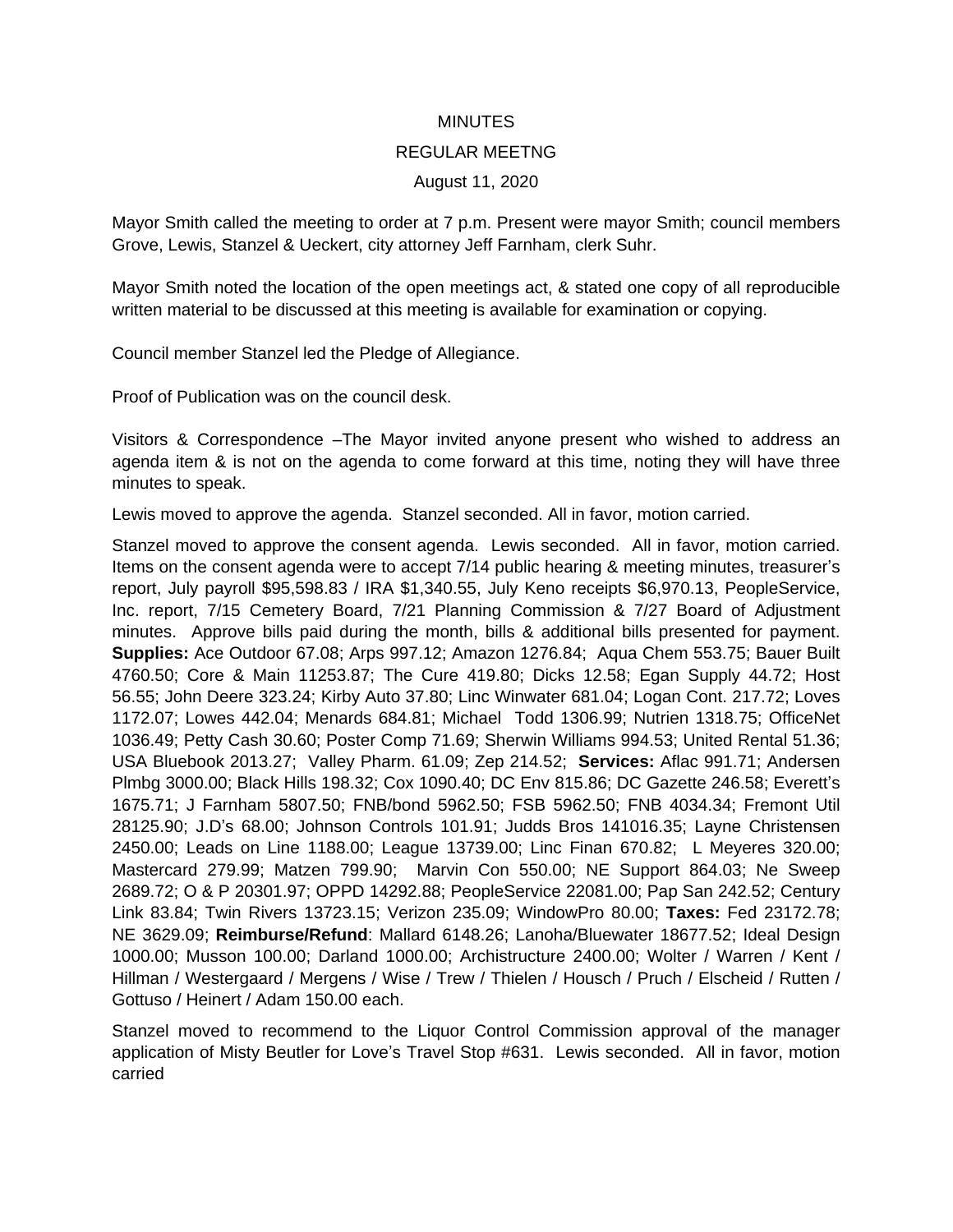MINUTES

REGULAR MEETNG

August 11, 2020

Mayor Smith called the meeting to order at 7 p.m. Present were mayor Smith; council members Grove, Lewis, Stanzel & Ueckert, city attorney Jeff Farnham, clerk Suhr.

Mayor Smith noted the location of the open meetings act, & stated one copy of all reproducible written material to be discussed at this meeting is available for examination or copying.

Council member Stanzel led the Pledge of Allegiance.

Proof of Publication was on the council desk.

Visitors & Correspondence –The Mayor invited anyone present who wished to address an agenda item & is not on the agenda to come forward at this time, noting they will have three minutes to speak.

Lewis moved to approve the agenda. Stanzel seconded. All in favor, motion carried.

Stanzel moved to approve the consent agenda. Lewis seconded. All in favor, motion carried. Items on the consent agenda were to accept 7/14 public hearing & meeting minutes, treasurer's report, July payroll $95,598.83 / IRA $1,340.55, July Keno receipts $6,970.13, PeopleService, Inc. report, 7/15 Cemetery Board, 7/21 Planning Commission & 7/27 Board of Adjustment minutes. Approve bills paid during the month, bills & additional bills presented for payment. **Supplies:** Ace Outdoor 67.08; Arps 997.12; Amazon 1276.84; Aqua Chem 553.75; Bauer Built 4760.50; Core & Main 11253.87; The Cure 419.80; Dicks 12.58; Egan Supply 44.72; Host 56.55; John Deere 323.24; Kirby Auto 37.80; Linc Winwater 681.04; Logan Cont. 217.72; Loves 1172.07; Lowes 442.04; Menards 684.81; Michael Todd 1306.99; Nutrien 1318.75; OfficeNet 1036.49; Petty Cash 30.60; Poster Comp 71.69; Sherwin Williams 994.53; United Rental 51.36; USA Bluebook 2013.27; Valley Pharm. 61.09; Zep 214.52; **Services:** Aflac 991.71; Andersen Plmbg 3000.00; Black Hills 198.32; Cox 1090.40; DC Env 815.86; DC Gazette 246.58; Everett's 1675.71; J Farnham 5807.50; FNB/bond 5962.50; FSB 5962.50; FNB 4034.34; Fremont Util 28125.90; J.D's 68.00; Johnson Controls 101.91; Judds Bros 141016.35; Layne Christensen 2450.00; Leads on Line 1188.00; League 13739.00; Linc Finan 670.82; L Meyeres 320.00; Mastercard 279.99; Matzen 799.90; Marvin Con 550.00; NE Support 864.03; Ne Sweep 2689.72; O & P 20301.97; OPPD 14292.88; PeopleService 22081.00; Pap San 242.52; Century Link 83.84; Twin Rivers 13723.15; Verizon 235.09; WindowPro 80.00; **Taxes:** Fed 23172.78; NE 3629.09; **Reimburse/Refund**: Mallard 6148.26; Lanoha/Bluewater 18677.52; Ideal Design 1000.00; Musson 100.00; Darland 1000.00; Archistructure 2400.00; Wolter / Warren / Kent / Hillman / Westergaard / Mergens / Wise / Trew / Thielen / Housch / Pruch / Elscheid / Rutten / Gottuso / Heinert / Adam 150.00 each.

Stanzel moved to recommend to the Liquor Control Commission approval of the manager application of Misty Beutler for Love's Travel Stop #631. Lewis seconded. All in favor, motion carried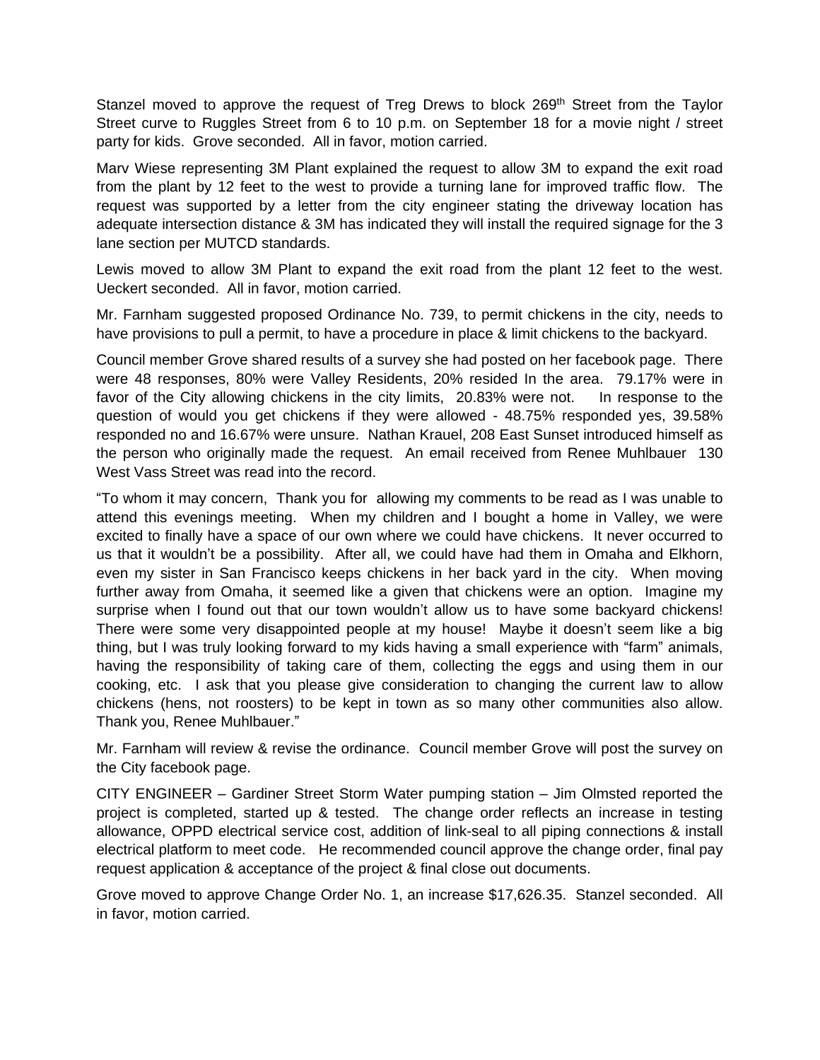Stanzel moved to approve the request of Treg Drews to block 269th Street from the Taylor Street curve to Ruggles Street from 6 to 10 p.m. on September 18 for a movie night / street party for kids. Grove seconded. All in favor, motion carried.

Marv Wiese representing 3M Plant explained the request to allow 3M to expand the exit road from the plant by 12 feet to the west to provide a turning lane for improved traffic flow. The request was supported by a letter from the city engineer stating the driveway location has adequate intersection distance & 3M has indicated they will install the required signage for the 3 lane section per MUTCD standards.

Lewis moved to allow 3M Plant to expand the exit road from the plant 12 feet to the west. Ueckert seconded. All in favor, motion carried.

Mr. Farnham suggested proposed Ordinance No. 739, to permit chickens in the city, needs to have provisions to pull a permit, to have a procedure in place & limit chickens to the backyard.

Council member Grove shared results of a survey she had posted on her facebook page. There were 48 responses, 80% were Valley Residents, 20% resided In the area. 79.17% were in favor of the City allowing chickens in the city limits, 20.83% were not. In response to the question of would you get chickens if they were allowed - 48.75% responded yes, 39.58% responded no and 16.67% were unsure. Nathan Krauel, 208 East Sunset introduced himself as the person who originally made the request. An email received from Renee Muhlbauer 130 West Vass Street was read into the record.

"To whom it may concern, Thank you for allowing my comments to be read as I was unable to attend this evenings meeting. When my children and I bought a home in Valley, we were excited to finally have a space of our own where we could have chickens. It never occurred to us that it wouldn't be a possibility. After all, we could have had them in Omaha and Elkhorn, even my sister in San Francisco keeps chickens in her back yard in the city. When moving further away from Omaha, it seemed like a given that chickens were an option. Imagine my surprise when I found out that our town wouldn't allow us to have some backyard chickens! There were some very disappointed people at my house! Maybe it doesn't seem like a big thing, but I was truly looking forward to my kids having a small experience with "farm" animals, having the responsibility of taking care of them, collecting the eggs and using them in our cooking, etc. I ask that you please give consideration to changing the current law to allow chickens (hens, not roosters) to be kept in town as so many other communities also allow. Thank you, Renee Muhlbauer."

Mr. Farnham will review & revise the ordinance. Council member Grove will post the survey on the City facebook page.

CITY ENGINEER – Gardiner Street Storm Water pumping station – Jim Olmsted reported the project is completed, started up & tested. The change order reflects an increase in testing allowance, OPPD electrical service cost, addition of link-seal to all piping connections & install electrical platform to meet code. He recommended council approve the change order, final pay request application & acceptance of the project & final close out documents.

Grove moved to approve Change Order No. 1, an increase $17,626.35. Stanzel seconded. All in favor, motion carried.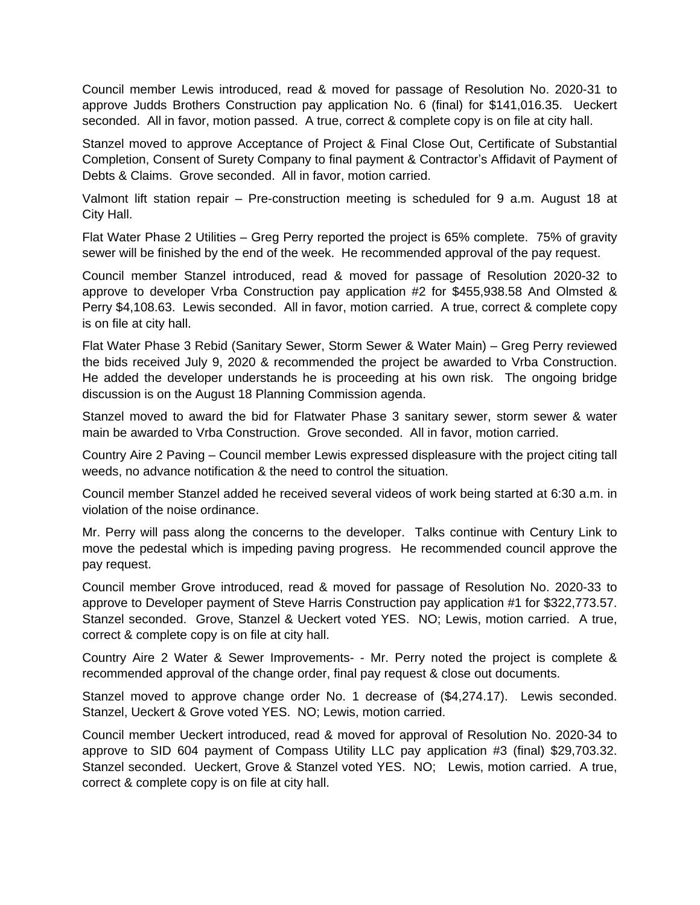Council member Lewis introduced, read & moved for passage of Resolution No. 2020-31 to approve Judds Brothers Construction pay application No. 6 (final) for $141,016.35. Ueckert seconded. All in favor, motion passed. A true, correct & complete copy is on file at city hall.

Stanzel moved to approve Acceptance of Project & Final Close Out, Certificate of Substantial Completion, Consent of Surety Company to final payment & Contractor's Affidavit of Payment of Debts & Claims. Grove seconded. All in favor, motion carried.

Valmont lift station repair – Pre-construction meeting is scheduled for 9 a.m. August 18 at City Hall.

Flat Water Phase 2 Utilities – Greg Perry reported the project is 65% complete. 75% of gravity sewer will be finished by the end of the week. He recommended approval of the pay request.

Council member Stanzel introduced, read & moved for passage of Resolution 2020-32 to approve to developer Vrba Construction pay application #2 for $455,938.58 And Olmsted & Perry $4,108.63. Lewis seconded. All in favor, motion carried. A true, correct & complete copy is on file at city hall.

Flat Water Phase 3 Rebid (Sanitary Sewer, Storm Sewer & Water Main) – Greg Perry reviewed the bids received July 9, 2020 & recommended the project be awarded to Vrba Construction. He added the developer understands he is proceeding at his own risk. The ongoing bridge discussion is on the August 18 Planning Commission agenda.

Stanzel moved to award the bid for Flatwater Phase 3 sanitary sewer, storm sewer & water main be awarded to Vrba Construction. Grove seconded. All in favor, motion carried.

Country Aire 2 Paving – Council member Lewis expressed displeasure with the project citing tall weeds, no advance notification & the need to control the situation.

Council member Stanzel added he received several videos of work being started at 6:30 a.m. in violation of the noise ordinance.

Mr. Perry will pass along the concerns to the developer. Talks continue with Century Link to move the pedestal which is impeding paving progress. He recommended council approve the pay request.

Council member Grove introduced, read & moved for passage of Resolution No. 2020-33 to approve to Developer payment of Steve Harris Construction pay application #1 for $322,773.57. Stanzel seconded. Grove, Stanzel & Ueckert voted YES. NO; Lewis, motion carried. A true, correct & complete copy is on file at city hall.

Country Aire 2 Water & Sewer Improvements- - Mr. Perry noted the project is complete & recommended approval of the change order, final pay request & close out documents.

Stanzel moved to approve change order No. 1 decrease of ($4,274.17). Lewis seconded. Stanzel, Ueckert & Grove voted YES. NO; Lewis, motion carried.

Council member Ueckert introduced, read & moved for approval of Resolution No. 2020-34 to approve to SID 604 payment of Compass Utility LLC pay application #3 (final) $29,703.32. Stanzel seconded. Ueckert, Grove & Stanzel voted YES. NO; Lewis, motion carried. A true, correct & complete copy is on file at city hall.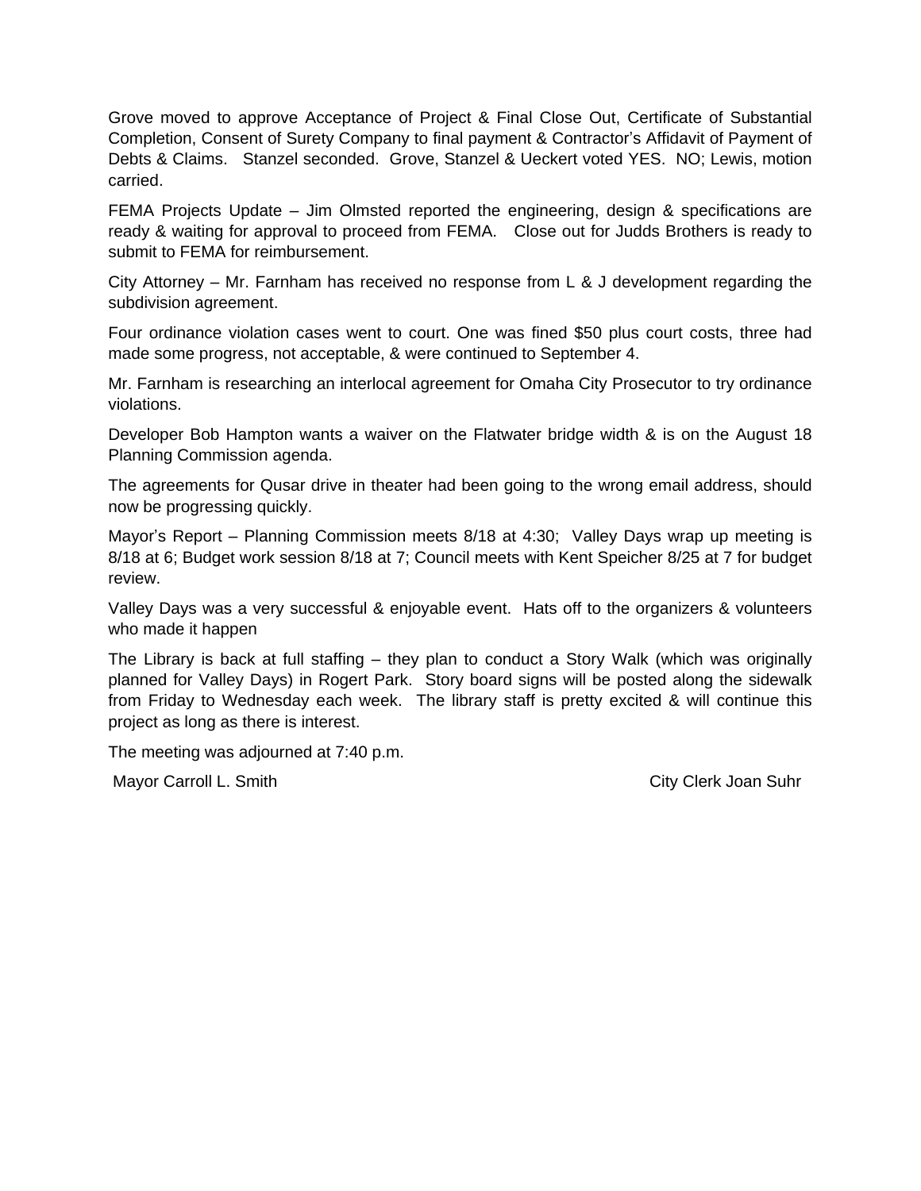Grove moved to approve Acceptance of Project & Final Close Out, Certificate of Substantial Completion, Consent of Surety Company to final payment & Contractor's Affidavit of Payment of Debts & Claims. Stanzel seconded. Grove, Stanzel & Ueckert voted YES. NO; Lewis, motion carried.

FEMA Projects Update – Jim Olmsted reported the engineering, design & specifications are ready & waiting for approval to proceed from FEMA. Close out for Judds Brothers is ready to submit to FEMA for reimbursement.

City Attorney – Mr. Farnham has received no response from L & J development regarding the subdivision agreement.

Four ordinance violation cases went to court. One was fined $50 plus court costs, three had made some progress, not acceptable, & were continued to September 4.

Mr. Farnham is researching an interlocal agreement for Omaha City Prosecutor to try ordinance violations.

Developer Bob Hampton wants a waiver on the Flatwater bridge width & is on the August 18 Planning Commission agenda.

The agreements for Qusar drive in theater had been going to the wrong email address, should now be progressing quickly.

Mayor's Report – Planning Commission meets 8/18 at 4:30; Valley Days wrap up meeting is 8/18 at 6; Budget work session 8/18 at 7; Council meets with Kent Speicher 8/25 at 7 for budget review.

Valley Days was a very successful & enjoyable event. Hats off to the organizers & volunteers who made it happen

The Library is back at full staffing – they plan to conduct a Story Walk (which was originally planned for Valley Days) in Rogert Park. Story board signs will be posted along the sidewalk from Friday to Wednesday each week. The library staff is pretty excited & will continue this project as long as there is interest.

The meeting was adjourned at 7:40 p.m.

Mayor Carroll L. Smith                                                    City Clerk Joan Suhr